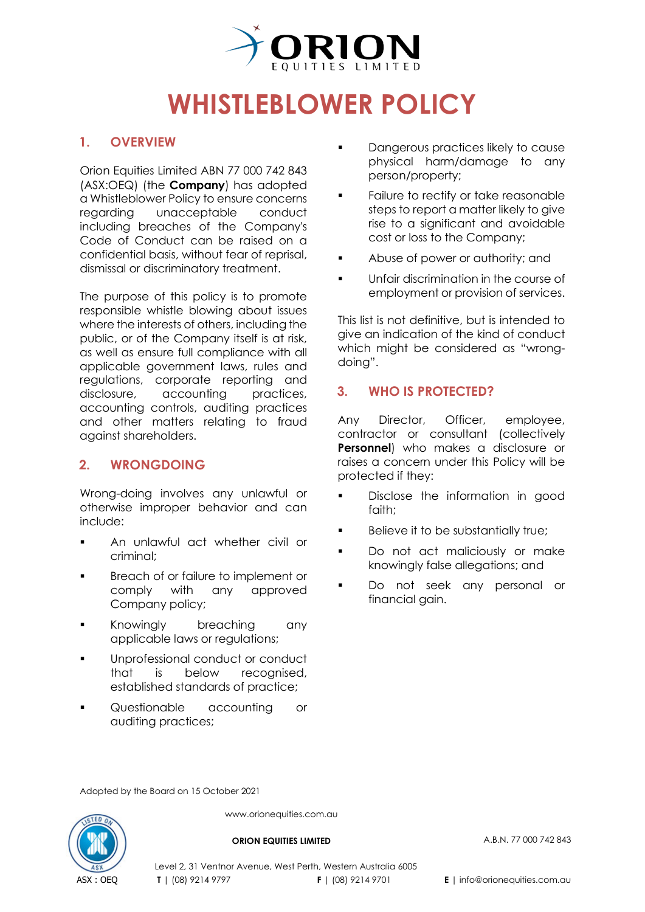# WHISTLEBLOWER POLICY

## 1. OVERVIEW

Orion Equities Limited ABN 77 000 742 843 (ASX:OEQ) (the **Company**) has adopted a Whistleblower Policy to ensure concerns regarding unacceptable conduct including breaches of the Company's Code of Conduct can be raised on a confidential basis, without fear of reprisal, dismissal or discriminatory treatment.

The purpose of this policy is to promote responsible whistle blowing about issues where the interests of others, including the public, or of the Company itself is at risk, as well as ensure full compliance with all applicable government laws, rules and regulations, corporate reporting and disclosure, accounting practices, accounting controls, auditing practices and other matters relating to fraud against shareholders.

## 2. WRONGDOING

Wrong-doing involves any unlawful or otherwise improper behavior and can include:

- An unlawful act whether civil or criminal;
- Breach of or failure to implement or comply with any approved Company policy;
- Knowingly breaching any applicable laws or regulations;
- Unprofessional conduct or conduct that is below recognised, established standards of practice;
- Questionable accounting or auditing practices;
- Dangerous practices likely to cause physical harm/damage to any person/property;
- Failure to rectify or take reasonable steps to report a matter likely to give rise to a significant and avoidable cost or loss to the Company;
- Abuse of power or authority; and
- Unfair discrimination in the course of employment or provision of services.

This list is not definitive, but is intended to give an indication of the kind of conduct which might be considered as "wrong-doing".

## 3. WHO IS PROTECTED?

Any Director, Officer, employee, contractor or consultant (collectively **Personnel**) who makes a disclosure or raises a concern under this Policy will be protected if they:

- Disclose the information in good faith;
- Believe it to be substantially true;
- Do not act maliciously or make knowingly false allegations; and
- Do not seek any personal or financial gain.

Adopted by the Board on 15 October 2021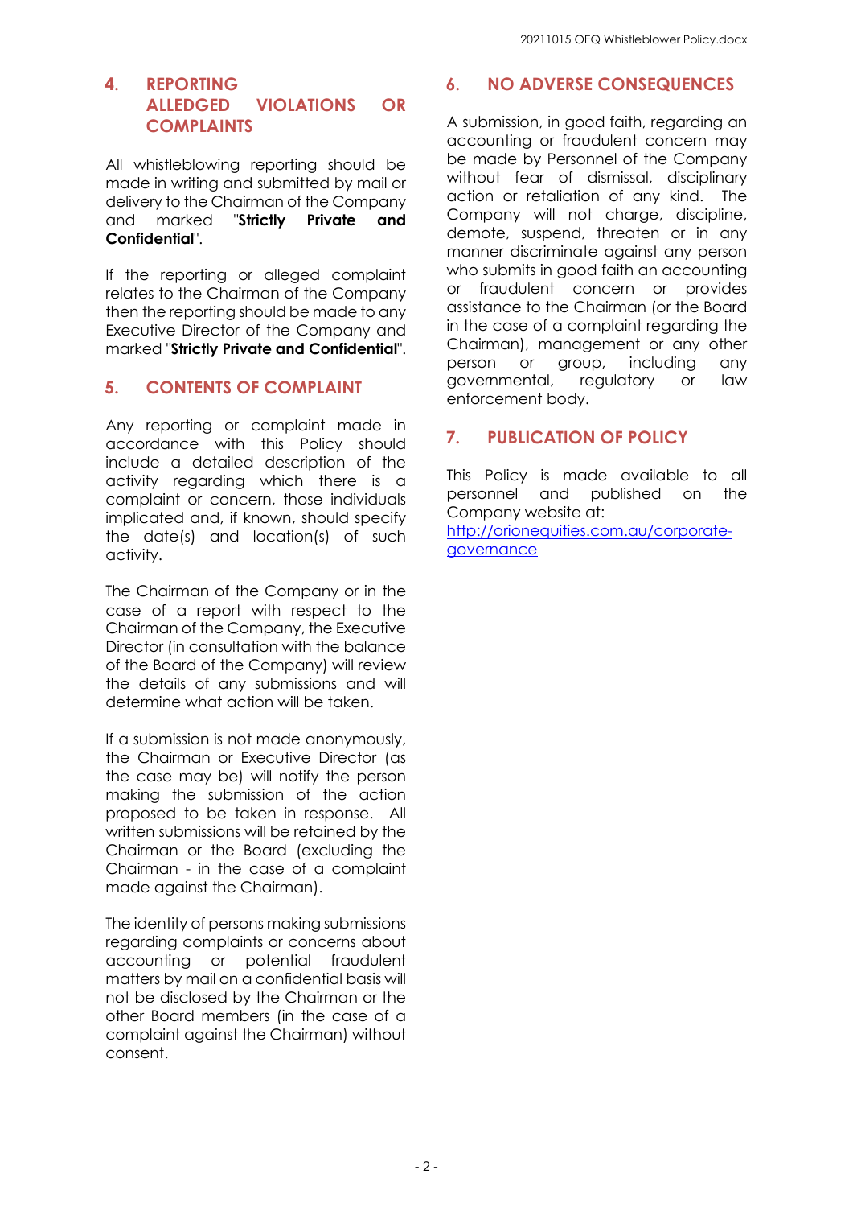## 4. REPORTING ALLEDGED VIOLATIONS OR COMPLAINTS

All whistleblowing reporting should be made in writing and submitted by mail or delivery to the Chairman of the Company and marked "**Strictly Private and Confidential**".

If the reporting or alleged complaint relates to the Chairman of the Company then the reporting should be made to any Executive Director of the Company and marked "**Strictly Private and Confidential**".

## 5. CONTENTS OF COMPLAINT

Any reporting or complaint made in accordance with this Policy should include a detailed description of the activity regarding which there is a complaint or concern, those individuals implicated and, if known, should specify the date(s) and location(s) of such activity.

The Chairman of the Company or in the case of a report with respect to the Chairman of the Company, the Executive Director (in consultation with the balance of the Board of the Company) will review the details of any submissions and will determine what action will be taken.

If a submission is not made anonymously, the Chairman or Executive Director (as the case may be) will notify the person making the submission of the action proposed to be taken in response. All written submissions will be retained by the Chairman or the Board (excluding the Chairman - in the case of a complaint made against the Chairman).

The identity of persons making submissions regarding complaints or concerns about accounting or potential fraudulent matters by mail on a confidential basis will not be disclosed by the Chairman or the other Board members (in the case of a complaint against the Chairman) without consent.

## 6. NO ADVERSE CONSEQUENCES

A submission, in good faith, regarding an accounting or fraudulent concern may be made by Personnel of the Company without fear of dismissal, disciplinary action or retaliation of any kind. The Company will not charge, discipline, demote, suspend, threaten or in any manner discriminate against any person who submits in good faith an accounting or fraudulent concern or provides assistance to the Chairman (or the Board in the case of a complaint regarding the Chairman), management or any other person or group, including any governmental, regulatory or law enforcement body.

## 7. PUBLICATION OF POLICY

This Policy is made available to all personnel and published on the Company website at: http://orionequities.com.au/corporate-governance